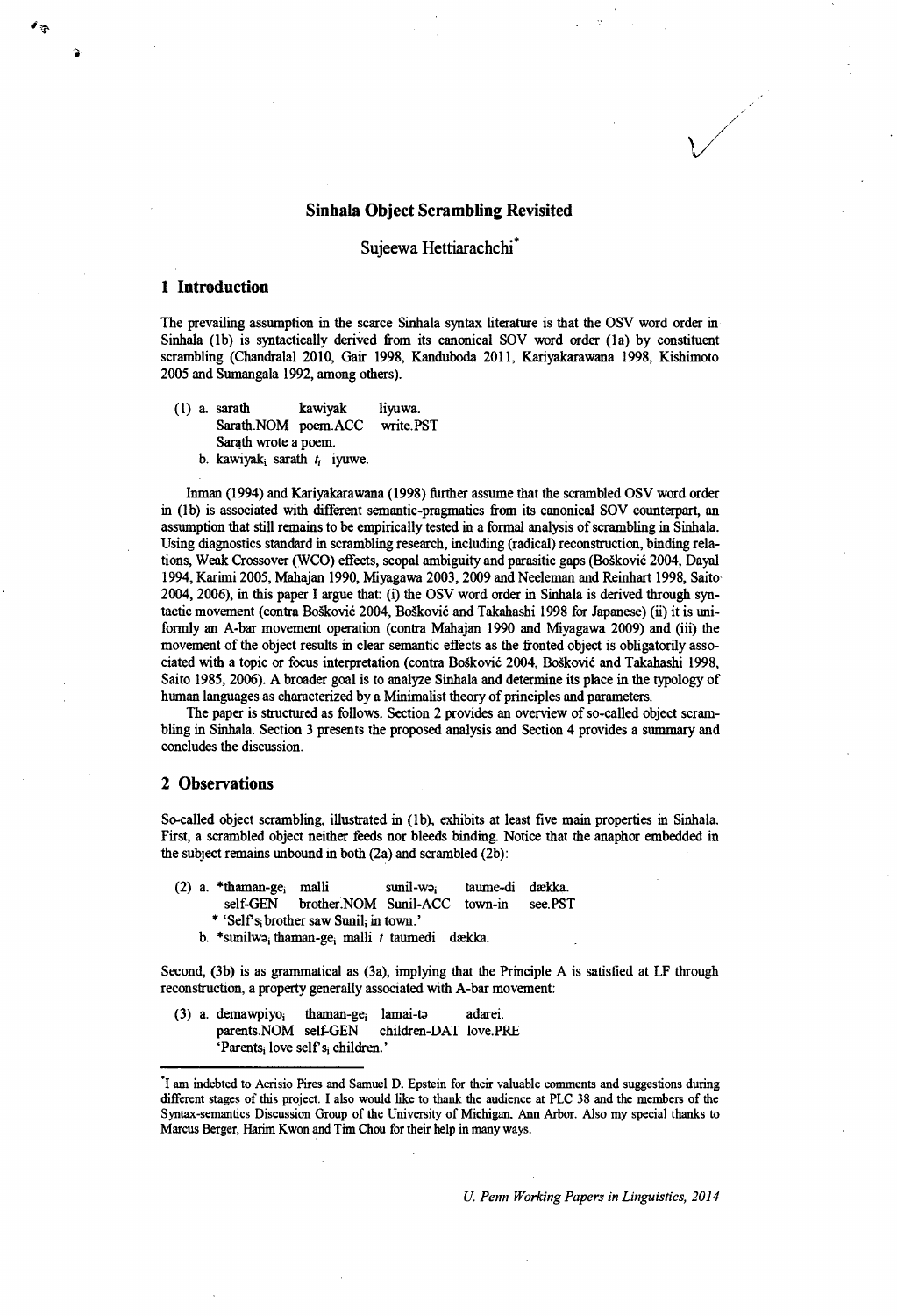# Sinhala Object Scrambling Revisited

Sujeewa Hettiarachchi*

## 1 Introduction

The prevailing assumption in the scarce Sinhala syntax literature is that the OSV word order in Sinhala (1b) is syntactically derived from its canonical SOV word order (1a) by constituent scrambling (Chandralal 2010, Gair 1998, Kanduboda 2011, Kariyakarawana 1998, Kishimoto 2005 and Sumangala 1992, among others).

(1) a. sarath kawiyak liyuwa.
   Sarath.NOM poem.ACC write.PST
   Sarath wrote a poem.
  b. kawiyak$_i$ sarath $t_i$ iyuwe.

Inman (1994) and Kariyakarawana (1998) further assume that the scrambled OSV word order in (1b) is associated with different semantic-pragmatics from its canonical SOV counterpart, an assumption that still remains to be empirically tested in a formal analysis of scrambling in Sinhala. Using diagnostics standard in scrambling research, including (radical) reconstruction, binding relations, Weak Crossover (WCO) effects, scopal ambiguity and parasitic gaps (Bošković 2004, Dayal 1994, Karimi 2005, Mahajan 1990, Miyagawa 2003, 2009 and Neeleman and Reinhart 1998, Saito 2004, 2006), in this paper I argue that: (i) the OSV word order in Sinhala is derived through syntactic movement (contra Bošković 2004, Bošković and Takahashi 1998 for Japanese) (ii) it is uniformly an A-bar movement operation (contra Mahajan 1990 and Miyagawa 2009) and (iii) the movement of the object results in clear semantic effects as the fronted object is obligatorily associated with a topic or focus interpretation (contra Bošković 2004, Bošković and Takahashi 1998, Saito 1985, 2006). A broader goal is to analyze Sinhala and determine its place in the typology of human languages as characterized by a Minimalist theory of principles and parameters.

The paper is structured as follows. Section 2 provides an overview of so-called object scrambling in Sinhala. Section 3 presents the proposed analysis and Section 4 provides a summary and concludes the discussion.

## 2 Observations

So-called object scrambling, illustrated in (1b), exhibits at least five main properties in Sinhala. First, a scrambled object neither feeds nor bleeds binding. Notice that the anaphor embedded in the subject remains unbound in both (2a) and scrambled (2b):

(2) a. *thaman-ge$_i$ malli sunil-wə$_i$ taume-di dækka.
   self-GEN brother.NOM Sunil-ACC town-in see.PST
   * 'Self's$_i$ brother saw Sunil$_i$ in town.'
  b. *sunilwə$_i$ thaman-ge$_i$ malli $t$ taumedi dækka.

Second, (3b) is as grammatical as (3a), implying that the Principle A is satisfied at LF through reconstruction, a property generally associated with A-bar movement:

(3) a. demawpiyo$_i$ thaman-ge$_i$ lamai-tə adarei.
   parents.NOM self-GEN children-DAT love.PRE
   'Parents$_i$ love self's$_i$ children.'

---

*I am indebted to Acrisio Pires and Samuel D. Epstein for their valuable comments and suggestions during different stages of this project. I also would like to thank the audience at PLC 38 and the members of the Syntax-semantics Discussion Group of the University of Michigan, Ann Arbor. Also my special thanks to Marcus Berger, Harim Kwon and Tim Chou for their help in many ways.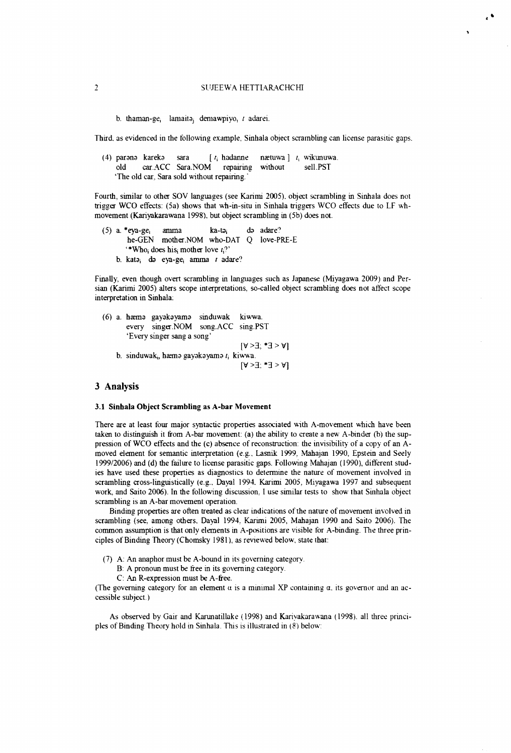b. thaman-ge$_i$ lamaitə$_j$ demawpiyo$_i$ $t$ adarei.

Third, as evidenced in the following example, Sinhala object scrambling can license parasitic gaps.

(4) parənə karekə sara [ $t_i$ hadanne nætuwa ] $t_i$ wikunuwa.
old car.ACC Sara.NOM repairing without sell.PST
'The old car, Sara sold without repairing.'

Fourth, similar to other SOV languages (see Karimi 2005), object scrambling in Sinhala does not trigger WCO effects: (5a) shows that wh-in-situ in Sinhala triggers WCO effects due to LF wh-movement (Kariyakarawana 1998), but object scrambling in (5b) does not.

(5) a. *eya-ge$_i$ amma ka-tə$_i$ də adare?
he-GEN mother.NOM who-DAT Q love-PRE-E
'*Who$_i$ does his$_i$ mother love $t_i$?'
b. katə$_i$ də eya-ge$_i$ amma $t$ adare?

Finally, even though overt scrambling in languages such as Japanese (Miyagawa 2009) and Persian (Karimi 2005) alters scope interpretations, so-called object scrambling does not affect scope interpretation in Sinhala:

(6) a. hæmə gayəkəyamə sinduwak kiwwa.
every singer.NOM song.ACC sing.PST
'Every singer sang a song'
[∀ >∃; *∃ > ∀]
b. sinduwak$_i$, hæmə gayəkəyamə $t_i$ kiwwa.
[∀ >∃; *∃ > ∀]

## 3 Analysis

### 3.1 Sinhala Object Scrambling as A-bar Movement

There are at least four major syntactic properties associated with A-movement which have been taken to distinguish it from A-bar movement: (a) the ability to create a new A-binder (b) the suppression of WCO effects and the (c) absence of reconstruction: the invisibility of a copy of an A-moved element for semantic interpretation (e.g., Lasnik 1999, Mahajan 1990, Epstein and Seely 1999/2006) and (d) the failure to license parasitic gaps. Following Mahajan (1990), different studies have used these properties as diagnostics to determine the nature of movement involved in scrambling cross-linguistically (e.g., Dayal 1994, Karimi 2005, Miyagawa 1997 and subsequent work, and Saito 2006). In the following discussion, I use similar tests to show that Sinhala object scrambling is an A-bar movement operation.

Binding properties are often treated as clear indications of the nature of movement involved in scrambling (see, among others, Dayal 1994, Karimi 2005, Mahajan 1990 and Saito 2006). The common assumption is that only elements in A-positions are visible for A-binding. The three principles of Binding Theory (Chomsky 1981), as reviewed below, state that:

(7) A: An anaphor must be A-bound in its governing category.
B: A pronoun must be free in its governing category.
C: An R-expression must be A-free.

(The governing category for an element α is a minimal XP containing α, its governor and an accessible subject.)

As observed by Gair and Karunatillake (1998) and Kariyakarawana (1998), all three principles of Binding Theory hold in Sinhala. This is illustrated in (8) below: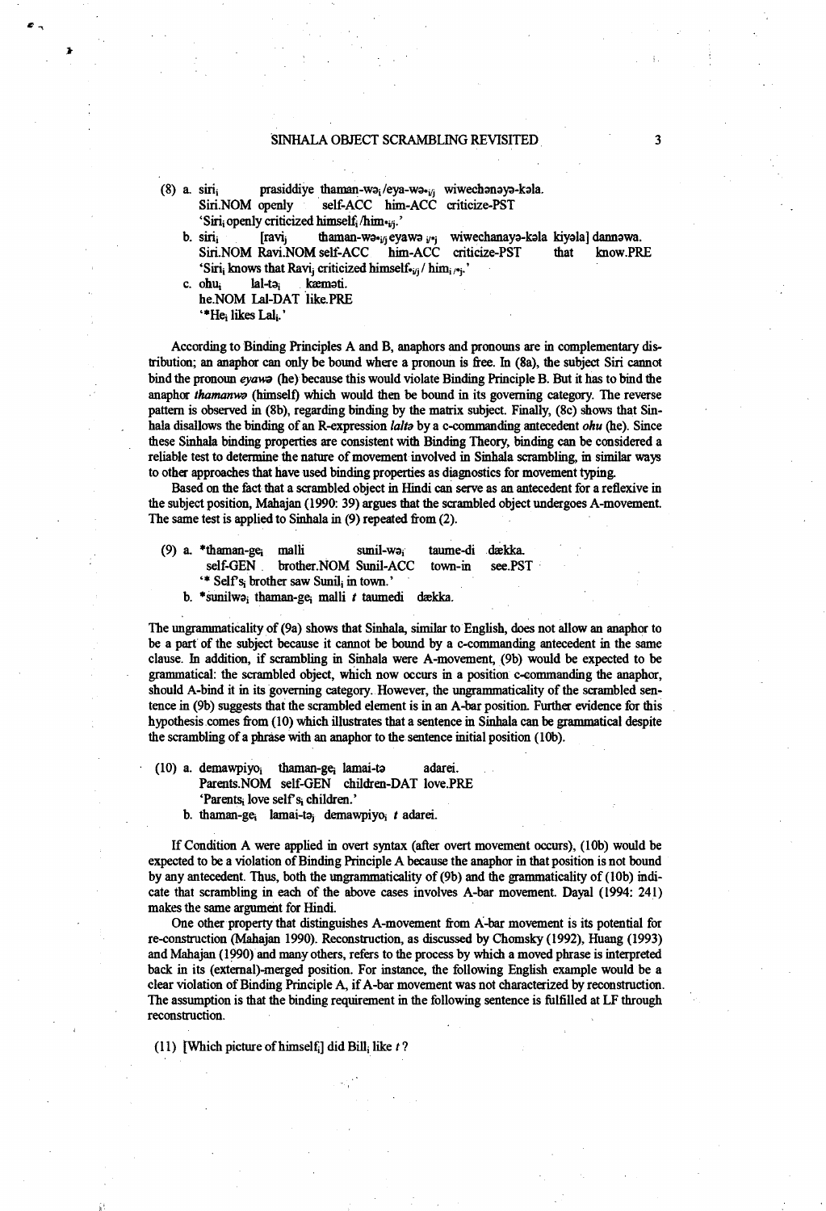(8) a. siri$_i$ prasiddiye thaman-wə$_i$/eya-wə$_{*i/j}$ wiwechənəyə-kəla.
   Siri.NOM openly self-ACC him-ACC criticize-PST
   'Siri$_i$ openly criticized himself$_i$/him$_{*i/j}$.'

b. siri$_i$ [ravi$_j$ thaman-wə$_{*i/j}$ eyawə $_{i/*j}$ wiwechanayə-kəla kiyəla] dannəwa.
   Siri.NOM Ravi.NOM self-ACC him-ACC criticize-PST that know.PRE
   'Siri$_i$ knows that Ravi$_j$ criticized himself$_{*i/j}$ / him$_{i/*j}$.'

c. ohu$_i$ lal-tə$_i$ kæməti.
   he.NOM Lal-DAT like.PRE
   '*He$_i$ likes Lal$_i$.'

According to Binding Principles A and B, anaphors and pronouns are in complementary distribution; an anaphor can only be bound where a pronoun is free. In (8a), the subject Siri cannot bind the pronoun *eyawə* (he) because this would violate Binding Principle B. But it has to bind the anaphor *thamanwə* (himself) which would then be bound in its governing category. The reverse pattern is observed in (8b), regarding binding by the matrix subject. Finally, (8c) shows that Sinhala disallows the binding of an R-expression *laltə* by a c-commanding antecedent *ohu* (he). Since these Sinhala binding properties are consistent with Binding Theory, binding can be considered a reliable test to determine the nature of movement involved in Sinhala scrambling, in similar ways to other approaches that have used binding properties as diagnostics for movement typing.

Based on the fact that a scrambled object in Hindi can serve as an antecedent for a reflexive in the subject position, Mahajan (1990: 39) argues that the scrambled object undergoes A-movement. The same test is applied to Sinhala in (9) repeated from (2).

(9) a. *thaman-ge$_i$ malli sunil-wə$_i$ taume-di dækka.
   self-GEN brother.NOM Sunil-ACC town-in see.PST
   '* Self's$_i$ brother saw Sunil$_i$ in town.'

b. *sunilwə$_i$ thaman-ge$_i$ malli *t* taumedi dækka.

The ungrammaticality of (9a) shows that Sinhala, similar to English, does not allow an anaphor to be a part of the subject because it cannot be bound by a c-commanding antecedent in the same clause. In addition, if scrambling in Sinhala were A-movement, (9b) would be expected to be grammatical: the scrambled object, which now occurs in a position c-commanding the anaphor, should A-bind it in its governing category. However, the ungrammaticality of the scrambled sentence in (9b) suggests that the scrambled element is in an A-bar position. Further evidence for this hypothesis comes from (10) which illustrates that a sentence in Sinhala can be grammatical despite the scrambling of a phrase with an anaphor to the sentence initial position (10b).

(10) a. demawpiyo$_i$ thaman-ge$_i$ lamai-tə adarei.
   Parents.NOM self-GEN children-DAT love.PRE
   'Parents$_i$ love self's$_i$ children.'

b. thaman-ge$_i$ lamai-tə$_j$ demawpiyo$_i$ *t* adarei.

If Condition A were applied in overt syntax (after overt movement occurs), (10b) would be expected to be a violation of Binding Principle A because the anaphor in that position is not bound by any antecedent. Thus, both the ungrammaticality of (9b) and the grammaticality of (10b) indicate that scrambling in each of the above cases involves A-bar movement. Dayal (1994: 241) makes the same argument for Hindi.

One other property that distinguishes A-movement from A-bar movement is its potential for re-construction (Mahajan 1990). Reconstruction, as discussed by Chomsky (1992), Huang (1993) and Mahajan (1990) and many others, refers to the process by which a moved phrase is interpreted back in its (external)-merged position. For instance, the following English example would be a clear violation of Binding Principle A, if A-bar movement was not characterized by reconstruction. The assumption is that the binding requirement in the following sentence is fulfilled at LF through reconstruction.

(11) [Which picture of himself$_i$] did Bill$_i$ like *t* ?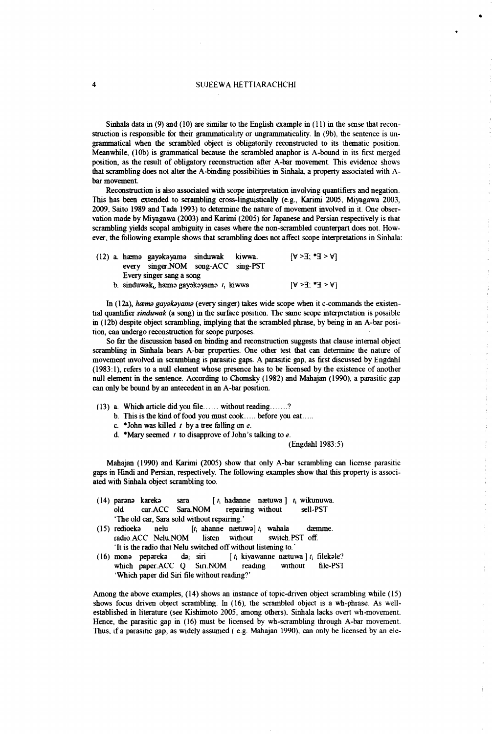Sinhala data in (9) and (10) are similar to the English example in (11) in the sense that reconstruction is responsible for their grammaticality or ungrammaticality. In (9b), the sentence is ungrammatical when the scrambled object is obligatorily reconstructed to its thematic position. Meanwhile, (10b) is grammatical because the scrambled anaphor is A-bound in its first merged position, as the result of obligatory reconstruction after A-bar movement. This evidence shows that scrambling does not alter the A-binding possibilities in Sinhala, a property associated with A-bar movement.

Reconstruction is also associated with scope interpretation involving quantifiers and negation. This has been extended to scrambling cross-linguistically (e.g., Karimi 2005, Miyagawa 2003, 2009, Saito 1989 and Tada 1993) to determine the nature of movement involved in it. One observation made by Miyagawa (2003) and Karimi (2005) for Japanese and Persian respectively is that scrambling yields scopal ambiguity in cases where the non-scrambled counterpart does not. However, the following example shows that scrambling does not affect scope interpretations in Sinhala:

(12) a. hæmə gayəkəyamə sinduwak kiwwa. [∀ >∃; *∃ > ∀]
       every singer.NOM song-ACC sing-PST
       Every singer sang a song
     b. sinduwak$_i$, hæmə gayəkəyamə $t_i$ kiwwa. [∀ >∃; *∃ > ∀]

In (12a), *hæmə gayəkəyamə* (every singer) takes wide scope when it c-commands the existential quantifier *sinduwak* (a song) in the surface position. The same scope interpretation is possible in (12b) despite object scrambling, implying that the scrambled phrase, by being in an A-bar position, can undergo reconstruction for scope purposes.

So far the discussion based on binding and reconstruction suggests that clause internal object scrambling in Sinhala bears A-bar properties. One other test that can determine the nature of movement involved in scrambling is parasitic gaps. A parasitic gap, as first discussed by Engdahl (1983:1), refers to a null element whose presence has to be licensed by the existence of another null element in the sentence. According to Chomsky (1982) and Mahajan (1990), a parasitic gap can only be bound by an antecedent in an A-bar position.

(13) a. Which article did you file…… without reading…….?
     b. This is the kind of food you must cook….. before you eat…..
     c. *John was killed *t* by a tree falling on *e*.
     d. *Mary seemed *t* to disapprove of John's talking to *e*.
(Engdahl 1983:5)

Mahajan (1990) and Karimi (2005) show that only A-bar scrambling can license parasitic gaps in Hindi and Persian, respectively. The following examples show that this property is associated with Sinhala object scrambling too.

(14) parənə karekə sara [ $t_i$ hadanne nætuwa ] $t_i$ wikunuwa.
     old car.ACC Sara.NOM repairing without sell-PST
     'The old car, Sara sold without repairing.'
(15) redioekə nelu [$t_i$ ahanne nætuwə] $t_i$ wahala dæmme.
     radio.ACC Nelu.NOM listen without switch.PST off.
     'It is the radio that Nelu switched off without listening to.'
(16) monə peparekə də$_i$ siri [ $t_i$ kiyawanne nætuwa ] $t_i$ filekəle?
     which paper.ACC Q Siri.NOM reading without file-PST
     'Which paper did Siri file without reading?'

Among the above examples, (14) shows an instance of topic-driven object scrambling while (15) shows focus driven object scrambling. In (16), the scrambled object is a wh-phrase. As well-established in literature (see Kishimoto 2005, among others), Sinhala lacks overt wh-movement. Hence, the parasitic gap in (16) must be licensed by wh-scrambling through A-bar movement. Thus, if a parasitic gap, as widely assumed ( e.g. Mahajan 1990), can only be licensed by an ele-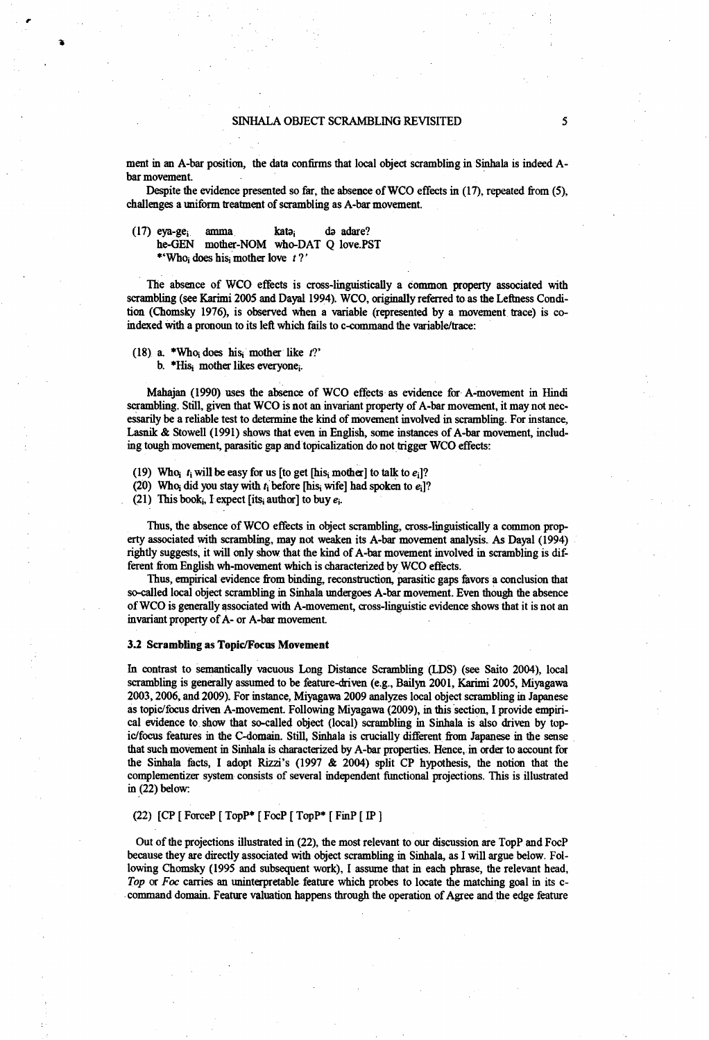ment in an A-bar position, the data confirms that local object scrambling in Sinhala is indeed A-bar movement.

Despite the evidence presented so far, the absence of WCO effects in (17), repeated from (5), challenges a uniform treatment of scrambling as A-bar movement.

(17) eya-ge$_i$ amma kata$_i$ də adare?
he-GEN mother-NOM who-DAT Q love.PST
*'Who$_i$ does his$_i$ mother love *t* ?'

The absence of WCO effects is cross-linguistically a common property associated with scrambling (see Karimi 2005 and Dayal 1994). WCO, originally referred to as the Leftness Condition (Chomsky 1976), is observed when a variable (represented by a movement trace) is co-indexed with a pronoun to its left which fails to c-command the variable/trace:

(18) a. *Who$_i$ does his$_i$ mother like *t*?'
b. *His$_i$ mother likes everyone$_i$.

Mahajan (1990) uses the absence of WCO effects as evidence for A-movement in Hindi scrambling. Still, given that WCO is not an invariant property of A-bar movement, it may not necessarily be a reliable test to determine the kind of movement involved in scrambling. For instance, Lasnik & Stowell (1991) shows that even in English, some instances of A-bar movement, including tough movement, parasitic gap and topicalization do not trigger WCO effects:

(19) Who$_i$ $t_i$ will be easy for us [to get [his$_i$ mother] to talk to $e_i$]?
(20) Who$_i$ did you stay with $t_i$ before [his$_i$ wife] had spoken to $e_i$]?
(21) This book$_i$, I expect [its$_i$ author] to buy $e_i$.

Thus, the absence of WCO effects in object scrambling, cross-linguistically a common property associated with scrambling, may not weaken its A-bar movement analysis. As Dayal (1994) rightly suggests, it will only show that the kind of A-bar movement involved in scrambling is different from English wh-movement which is characterized by WCO effects.

Thus, empirical evidence from binding, reconstruction, parasitic gaps favors a conclusion that so-called local object scrambling in Sinhala undergoes A-bar movement. Even though the absence of WCO is generally associated with A-movement, cross-linguistic evidence shows that it is not an invariant property of A- or A-bar movement.

### 3.2 Scrambling as Topic/Focus Movement

In contrast to semantically vacuous Long Distance Scrambling (LDS) (see Saito 2004), local scrambling is generally assumed to be feature-driven (e.g., Bailyn 2001, Karimi 2005, Miyagawa 2003, 2006, and 2009). For instance, Miyagawa 2009 analyzes local object scrambling in Japanese as topic/focus driven A-movement. Following Miyagawa (2009), in this section, I provide empirical evidence to show that so-called object (local) scrambling in Sinhala is also driven by topic/focus features in the C-domain. Still, Sinhala is crucially different from Japanese in the sense that such movement in Sinhala is characterized by A-bar properties. Hence, in order to account for the Sinhala facts, I adopt Rizzi's (1997 & 2004) split CP hypothesis, the notion that the complementizer system consists of several independent functional projections. This is illustrated in (22) below:

(22) [CP [ ForceP [ TopP* [ FocP [ TopP* [ FinP [ IP ]

Out of the projections illustrated in (22), the most relevant to our discussion are TopP and FocP because they are directly associated with object scrambling in Sinhala, as I will argue below. Following Chomsky (1995 and subsequent work), I assume that in each phrase, the relevant head, *Top* or *Foc* carries an uninterpretable feature which probes to locate the matching goal in its c-command domain. Feature valuation happens through the operation of Agree and the edge feature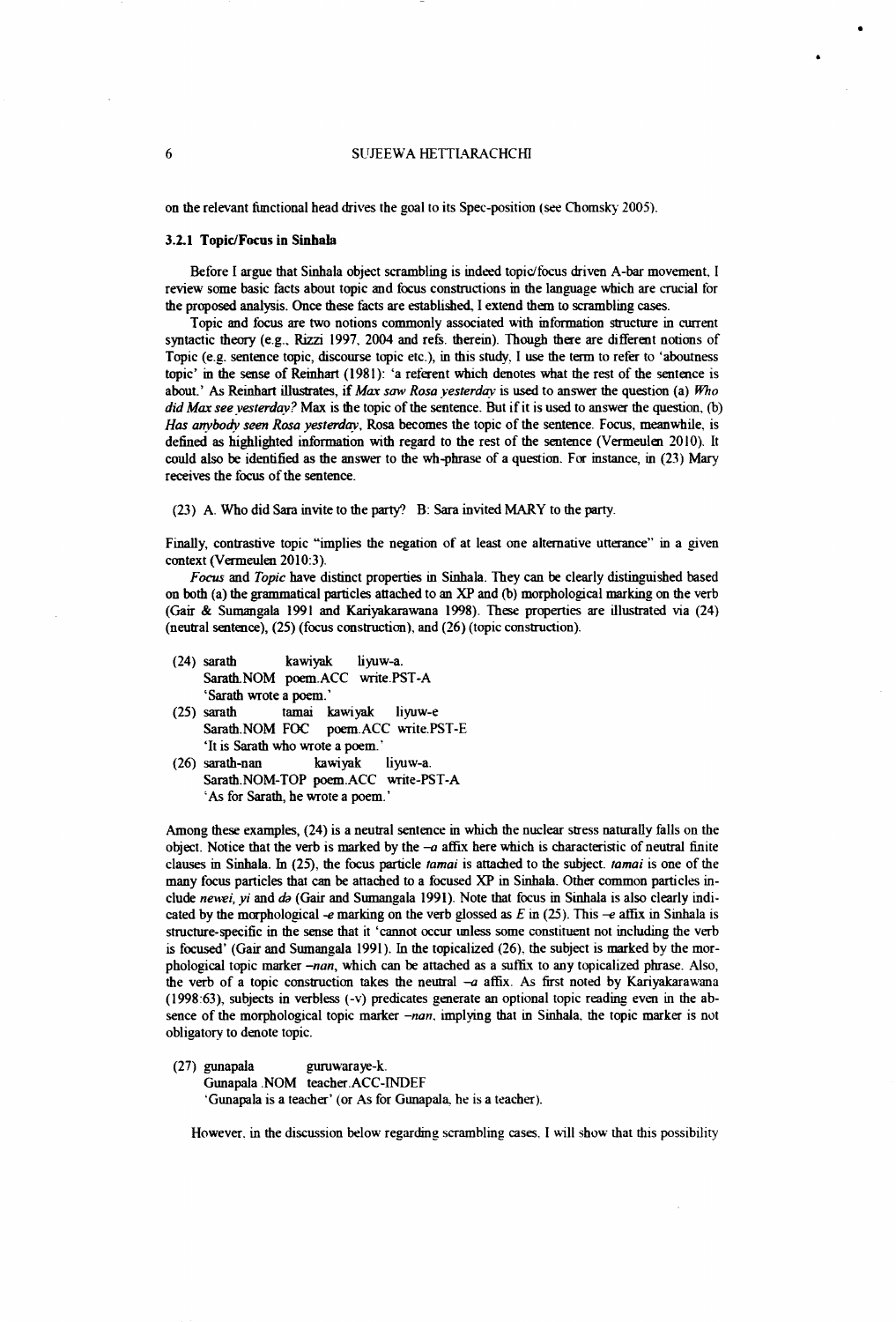on the relevant functional head drives the goal to its Spec-position (see Chomsky 2005).

### 3.2.1 Topic/Focus in Sinhala

Before I argue that Sinhala object scrambling is indeed topic/focus driven A-bar movement, I review some basic facts about topic and focus constructions in the language which are crucial for the proposed analysis. Once these facts are established, I extend them to scrambling cases.

Topic and focus are two notions commonly associated with information structure in current syntactic theory (e.g., Rizzi 1997, 2004 and refs. therein). Though there are different notions of Topic (e.g. sentence topic, discourse topic etc.), in this study, I use the term to refer to 'aboutness topic' in the sense of Reinhart (1981): 'a referent which denotes what the rest of the sentence is about.' As Reinhart illustrates, if *Max saw Rosa yesterday* is used to answer the question (a) *Who did Max see yesterday?* Max is the topic of the sentence. But if it is used to answer the question, (b) *Has anybody seen Rosa yesterday*, Rosa becomes the topic of the sentence. Focus, meanwhile, is defined as highlighted information with regard to the rest of the sentence (Vermeulen 2010). It could also be identified as the answer to the wh-phrase of a question. For instance, in (23) Mary receives the focus of the sentence.

(23) A. Who did Sara invite to the party? B: Sara invited MARY to the party.

Finally, contrastive topic "implies the negation of at least one alternative utterance" in a given context (Vermeulen 2010:3).

*Focus* and *Topic* have distinct properties in Sinhala. They can be clearly distinguished based on both (a) the grammatical particles attached to an XP and (b) morphological marking on the verb (Gair & Sumangala 1991 and Kariyakarawana 1998). These properties are illustrated via (24) (neutral sentence), (25) (focus construction), and (26) (topic construction).

(24) sarath kawiyak liyuw-a.
     Sarath.NOM poem.ACC write.PST-A
     'Sarath wrote a poem.'

(25) sarath tamai kawiyak liyuw-e
     Sarath.NOM FOC poem.ACC write.PST-E
     'It is Sarath who wrote a poem.'

(26) sarath-nan kawiyak liyuw-a.
     Sarath.NOM-TOP poem.ACC write-PST-A
     'As for Sarath, he wrote a poem.'

Among these examples, (24) is a neutral sentence in which the nuclear stress naturally falls on the object. Notice that the verb is marked by the *–a* affix here which is characteristic of neutral finite clauses in Sinhala. In (25), the focus particle *tamai* is attached to the subject. *tamai* is one of the many focus particles that can be attached to a focused XP in Sinhala. Other common particles include *newei*, *yi* and *də* (Gair and Sumangala 1991). Note that focus in Sinhala is also clearly indicated by the morphological *-e* marking on the verb glossed as *E* in (25). This *–e* affix in Sinhala is structure-specific in the sense that it 'cannot occur unless some constituent not including the verb is focused' (Gair and Sumangala 1991). In the topicalized (26), the subject is marked by the morphological topic marker *–nan*, which can be attached as a suffix to any topicalized phrase. Also, the verb of a topic construction takes the neutral *–a* affix. As first noted by Kariyakarawana (1998:63), subjects in verbless (-v) predicates generate an optional topic reading even in the absence of the morphological topic marker *–nan*, implying that in Sinhala, the topic marker is not obligatory to denote topic.

(27) gunapala guruwaraye-k.
     Gunapala .NOM teacher.ACC-INDEF
     'Gunapala is a teacher' (or As for Gunapala, he is a teacher).

However, in the discussion below regarding scrambling cases, I will show that this possibility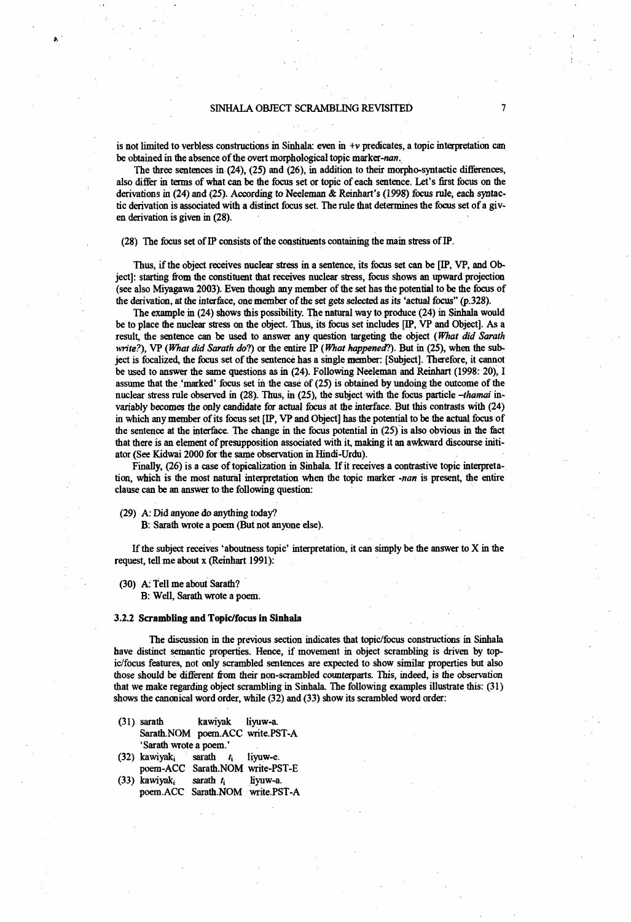is not limited to verbless constructions in Sinhala: even in *+v* predicates, a topic interpretation can be obtained in the absence of the overt morphological topic marker-*nan*.

The three sentences in (24), (25) and (26), in addition to their morpho-syntactic differences, also differ in terms of what can be the focus set or topic of each sentence. Let's first focus on the derivations in (24) and (25). According to Neeleman & Reinhart's (1998) focus rule, each syntactic derivation is associated with a distinct focus set. The rule that determines the focus set of a given derivation is given in (28).

(28) The focus set of IP consists of the constituents containing the main stress of IP.

Thus, if the object receives nuclear stress in a sentence, its focus set can be [IP, VP, and Object]: starting from the constituent that receives nuclear stress, focus shows an upward projection (see also Miyagawa 2003). Even though any member of the set has the potential to be the focus of the derivation, at the interface, one member of the set gets selected as its 'actual focus" (p.328).

The example in (24) shows this possibility. The natural way to produce (24) in Sinhala would be to place the nuclear stress on the object. Thus, its focus set includes [IP, VP and Object]. As a result, the sentence can be used to answer any question targeting the object (*What did Sarath write?*), VP (*What did Sarath do?*) or the entire IP (*What happened?*). But in (25), when the subject is focalized, the focus set of the sentence has a single member: [Subject]. Therefore, it cannot be used to answer the same questions as in (24). Following Neeleman and Reinhart (1998: 20), I assume that the 'marked' focus set in the case of (25) is obtained by undoing the outcome of the nuclear stress rule observed in (28). Thus, in (25), the subject with the focus particle *–thamai* invariably becomes the only candidate for actual focus at the interface. But this contrasts with (24) in which any member of its focus set [IP, VP and Object] has the potential to be the actual focus of the sentence at the interface. The change in the focus potential in (25) is also obvious in the fact that there is an element of presupposition associated with it, making it an awkward discourse initiator (See Kidwai 2000 for the same observation in Hindi-Urdu).

Finally, (26) is a case of topicalization in Sinhala. If it receives a contrastive topic interpretation, which is the most natural interpretation when the topic marker *-nan* is present, the entire clause can be an answer to the following question:

(29) A: Did anyone do anything today?
B: Sarath wrote a poem (But not anyone else).

If the subject receives 'aboutness topic' interpretation, it can simply be the answer to X in the request, tell me about x (Reinhart 1991):

(30) A: Tell me about Sarath?
B: Well, Sarath wrote a poem.

### 3.2.2 Scrambling and Topic/focus in Sinhala

The discussion in the previous section indicates that topic/focus constructions in Sinhala have distinct semantic properties. Hence, if movement in object scrambling is driven by topic/focus features, not only scrambled sentences are expected to show similar properties but also those should be different from their non-scrambled counterparts. This, indeed, is the observation that we make regarding object scrambling in Sinhala. The following examples illustrate this: (31) shows the canonical word order, while (32) and (33) show its scrambled word order:

(31) sarath kawiyak liyuw-a.
Sarath.NOM poem.ACC write.PST-A
'Sarath wrote a poem.'

(32) kawiyak$_i$ sarath $t_i$ liyuw-e.
poem-ACC Sarath.NOM write-PST-E

(33) kawiyak$_i$ sarath $t_i$ liyuw-a.
poem.ACC Sarath.NOM write.PST-A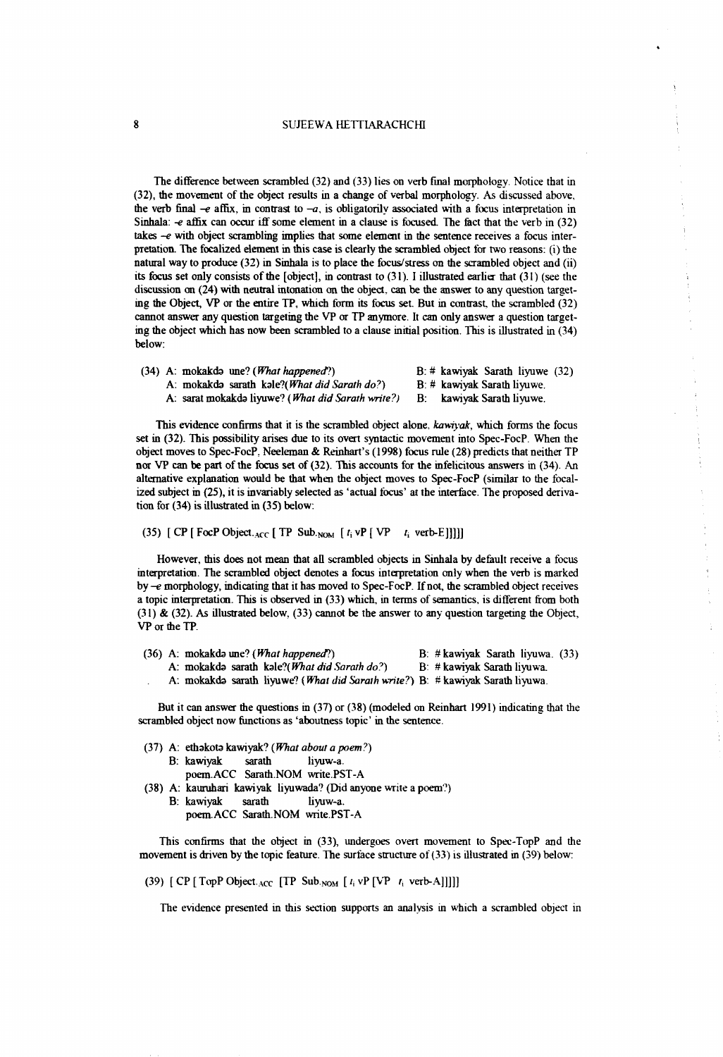The difference between scrambled (32) and (33) lies on verb final morphology. Notice that in (32), the movement of the object results in a change of verbal morphology. As discussed above, the verb final *–e* affix, in contrast to *–a*, is obligatorily associated with a focus interpretation in Sinhala: *-e* affix can occur iff some element in a clause is focused. The fact that the verb in (32) takes *–e* with object scrambling implies that some element in the sentence receives a focus interpretation. The focalized element in this case is clearly the scrambled object for two reasons: (i) the natural way to produce (32) in Sinhala is to place the focus/stress on the scrambled object and (ii) its focus set only consists of the [object], in contrast to (31). I illustrated earlier that (31) (see the discussion on (24) with neutral intonation on the object, can be the answer to any question targeting the Object, VP or the entire TP, which form its focus set. But in contrast, the scrambled (32) cannot answer any question targeting the VP or TP anymore. It can only answer a question targeting the object which has now been scrambled to a clause initial position. This is illustrated in (34) below:

(34) A: mokakdə une? (*What happened?*) — B: # kawiyak Sarath liyuwe (32)
     A: mokakdə sarath kəle?(*What did Sarath do?*) — B: # kawiyak Sarath liyuwe.
     A: sarat mokakdə liyuwe? (*What did Sarath write?*) — B: kawiyak Sarath liyuwe.

This evidence confirms that it is the scrambled object alone, *kawiyak*, which forms the focus set in (32). This possibility arises due to its overt syntactic movement into Spec-FocP. When the object moves to Spec-FocP, Neeleman & Reinhart's (1998) focus rule (28) predicts that neither TP nor VP can be part of the focus set of (32). This accounts for the infelicitous answers in (34). An alternative explanation would be that when the object moves to Spec-FocP (similar to the focalized subject in (25), it is invariably selected as 'actual focus' at the interface. The proposed derivation for (34) is illustrated in (35) below:

(35) [ CP [ FocP Object$_{.ACC}$ [ TP Sub$_{.NOM}$ [ $t_i$ vP [ VP $t_i$ verb-E]]]]]

However, this does not mean that all scrambled objects in Sinhala by default receive a focus interpretation. The scrambled object denotes a focus interpretation only when the verb is marked by *–e* morphology, indicating that it has moved to Spec-FocP. If not, the scrambled object receives a topic interpretation. This is observed in (33) which, in terms of semantics, is different from both (31) & (32). As illustrated below, (33) cannot be the answer to any question targeting the Object, VP or the TP.

(36) A: mokakdə une? (*What happened?*) — B: # kawiyak Sarath liyuwa. (33)
     A: mokakdə sarath kəle?(*What did Sarath do?*) — B: # kawiyak Sarath liyuwa.
     A: mokakdə sarath liyuwe? (*What did Sarath write?*) — B: # kawiyak Sarath liyuwa.

But it can answer the questions in (37) or (38) (modeled on Reinhart 1991) indicating that the scrambled object now functions as 'aboutness topic' in the sentence.

(37) A: ethəkotə kawiyak? (*What about a poem?*)
     B: kawiyak sarath liyuw-a.
     poem.ACC Sarath.NOM write.PST-A
(38) A: kauruhari kawiyak liyuwada? (Did anyone write a poem?)
     B: kawiyak sarath liyuw-a.
     poem.ACC Sarath.NOM write.PST-A

This confirms that the object in (33), undergoes overt movement to Spec-TopP and the movement is driven by the topic feature. The surface structure of (33) is illustrated in (39) below:

(39) [ CP [ TopP Object$_{.ACC}$ [TP Sub$_{.NOM}$ [ $t_i$ vP [VP $t_i$ verb-A]]]]]

The evidence presented in this section supports an analysis in which a scrambled object in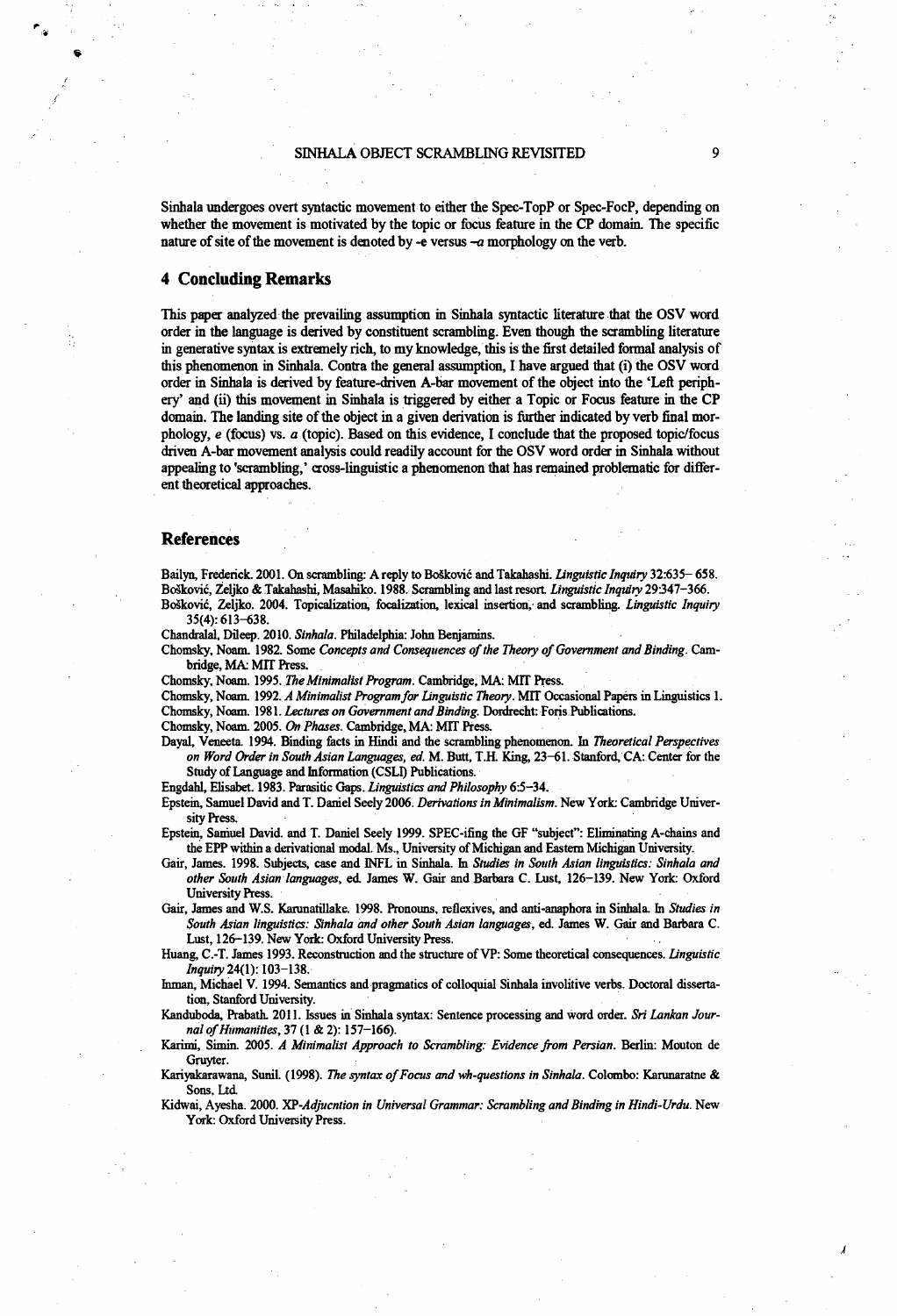Sinhala undergoes overt syntactic movement to either the Spec-TopP or Spec-FocP, depending on whether the movement is motivated by the topic or focus feature in the CP domain. The specific nature of site of the movement is denoted by -*e* versus –*a* morphology on the verb.

## 4 Concluding Remarks

This paper analyzed the prevailing assumption in Sinhala syntactic literature that the OSV word order in the language is derived by constituent scrambling. Even though the scrambling literature in generative syntax is extremely rich, to my knowledge, this is the first detailed formal analysis of this phenomenon in Sinhala. Contra the general assumption, I have argued that (i) the OSV word order in Sinhala is derived by feature-driven A-bar movement of the object into the 'Left periphery' and (ii) this movement in Sinhala is triggered by either a Topic or Focus feature in the CP domain. The landing site of the object in a given derivation is further indicated by verb final morphology, *e* (focus) vs. *a* (topic). Based on this evidence, I conclude that the proposed topic/focus driven A-bar movement analysis could readily account for the OSV word order in Sinhala without appealing to 'scrambling,' cross-linguistic a phenomenon that has remained problematic for different theoretical approaches.

## References

Bailyn, Frederick. 2001. On scrambling: A reply to Bošković and Takahashi. *Linguistic Inquiry* 32:635– 658.

Bošković, Zeljko & Takahashi, Masahiko. 1988. Scrambling and last resort. *Linguistic Inquiry* 29:347–366.

Bošković, Zeljko. 2004. Topicalization, focalization, lexical insertion, and scrambling. *Linguistic Inquiry* 35(4): 613–638.

Chandralal, Dileep. 2010. *Sinhala*. Philadelphia: John Benjamins.

Chomsky, Noam. 1982. Some *Concepts and Consequences of the Theory of Government and Binding*. Cambridge, MA: MIT Press.

Chomsky, Noam. 1995. *The Minimalist Program*. Cambridge, MA: MIT Press.

Chomsky, Noam. 1992. *A Minimalist Program for Linguistic Theory*. MIT Occasional Papers in Linguistics 1.

Chomsky, Noam. 1981. *Lectures on Government and Binding*. Dordrecht: Foris Publications.

Chomsky, Noam. 2005. *On Phases*. Cambridge, MA: MIT Press.

Dayal, Veneeta. 1994. Binding facts in Hindi and the scrambling phenomenon. In *Theoretical Perspectives on Word Order in South Asian Languages, ed.* M. Butt, T.H. King, 23–61. Stanford, CA: Center for the Study of Language and Information (CSLI) Publications.

Engdahl, Elisabet. 1983. Parasitic Gaps. *Linguistics and Philosophy* 6:5–34.

Epstein, Samuel David and T. Daniel Seely 2006. *Derivations in Minimalism*. New York: Cambridge University Press.

Epstein, Samuel David. and T. Daniel Seely 1999. SPEC-ifing the GF "subject": Eliminating A-chains and the EPP within a derivational modal. Ms., University of Michigan and Eastern Michigan University.

Gair, James. 1998. Subjects, case and INFL in Sinhala. In *Studies in South Asian linguistics: Sinhala and other South Asian languages*, ed. James W. Gair and Barbara C. Lust, 126–139. New York: Oxford University Press.

Gair, James and W.S. Karunatillake. 1998. Pronouns, reflexives, and anti-anaphora in Sinhala. In *Studies in South Asian linguistics: Sinhala and other South Asian languages*, ed. James W. Gair and Barbara C. Lust, 126–139. New York: Oxford University Press.

Huang, C.-T. James 1993. Reconstruction and the structure of VP: Some theoretical consequences. *Linguistic Inquiry* 24(1): 103–138.

Inman, Michael V. 1994. Semantics and pragmatics of colloquial Sinhala involitive verbs. Doctoral dissertation, Stanford University.

Kanduboda, Prabath. 2011. Issues in Sinhala syntax: Sentence processing and word order. *Sri Lankan Journal of Humanities*, 37 (1 & 2): 157–166).

Karimi, Simin. 2005. *A Minimalist Approach to Scrambling: Evidence from Persian*. Berlin: Mouton de Gruyter.

Kariyakarawana, Sunil. (1998). *The syntax of Focus and wh-questions in Sinhala*. Colombo: Karunaratne & Sons, Ltd.

Kidwai, Ayesha. 2000. *XP-Adjucntion in Universal Grammar: Scrambling and Binding in Hindi-Urdu*. New York: Oxford University Press.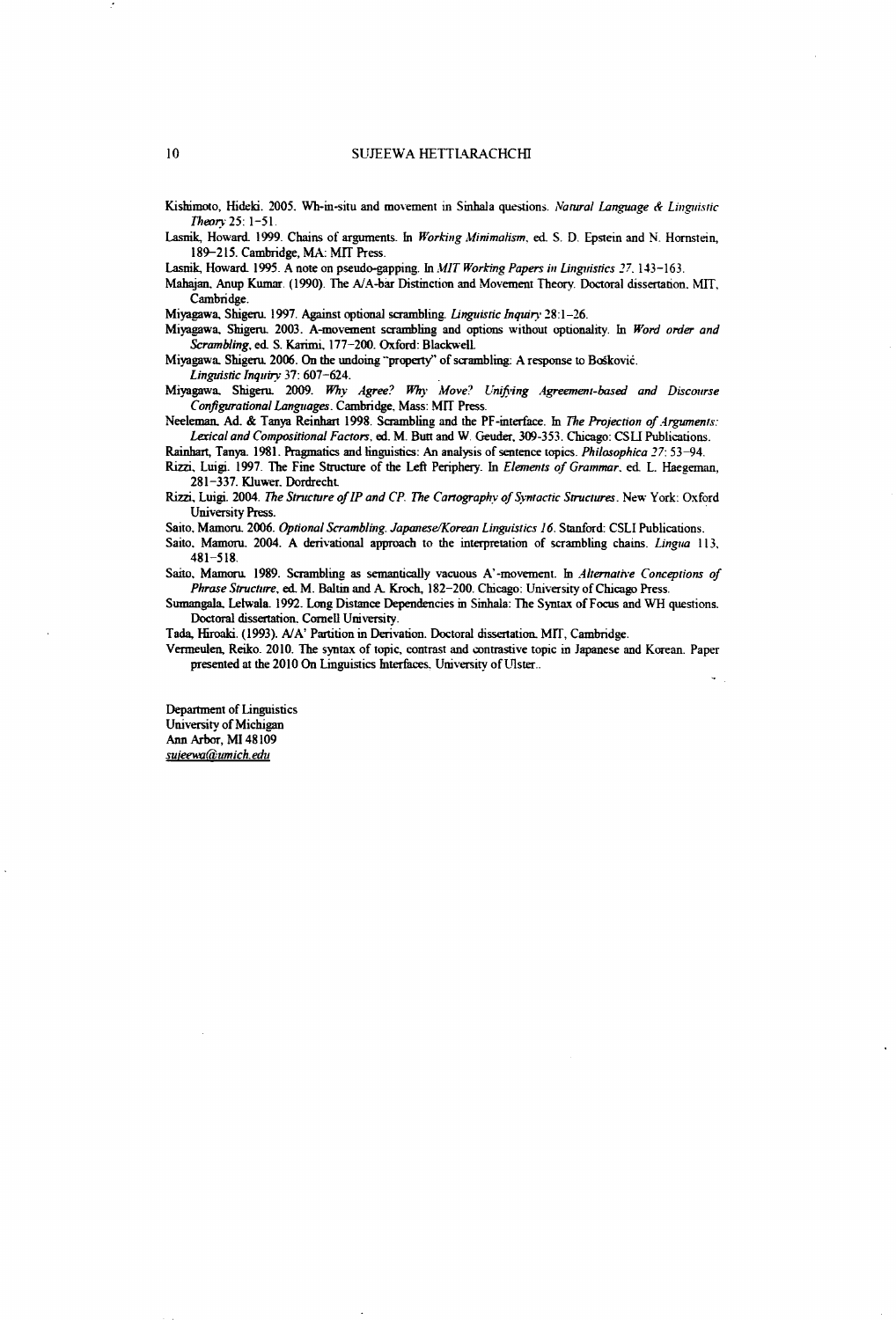Kishimoto, Hideki. 2005. Wh-in-situ and movement in Sinhala questions. *Natural Language & Linguistic Theory* 25: 1–51.

Lasnik, Howard. 1999. Chains of arguments. In *Working Minimalism*, ed. S. D. Epstein and N. Hornstein, 189–215. Cambridge, MA: MIT Press.

Lasnik, Howard. 1995. A note on pseudo-gapping. In *MIT Working Papers in Linguistics* 27. 143–163.

Mahajan, Anup Kumar. (1990). The A/A-bar Distinction and Movement Theory. Doctoral dissertation. MIT, Cambridge.

Miyagawa, Shigeru. 1997. Against optional scrambling. *Linguistic Inquiry* 28:1–26.

Miyagawa, Shigeru. 2003. A-movement scrambling and options without optionality. In *Word order and Scrambling*, ed. S. Karimi, 177–200. Oxford: Blackwell.

Miyagawa, Shigeru. 2006. On the undoing "property" of scrambling: A response to Bošković. *Linguistic Inquiry* 37: 607–624.

Miyagawa, Shigeru. 2009. *Why Agree? Why Move? Unifying Agreement-based and Discourse Configurational Languages*. Cambridge, Mass: MIT Press.

Neeleman, Ad. & Tanya Reinhart 1998. Scrambling and the PF-interface. In *The Projection of Arguments: Lexical and Compositional Factors*, ed. M. Butt and W. Geuder, 309-353. Chicago: CSLI Publications.

Rainhart, Tanya. 1981. Pragmatics and linguistics: An analysis of sentence topics. *Philosophica* 27: 53–94.

Rizzi, Luigi. 1997. The Fine Structure of the Left Periphery. In *Elements of Grammar*, ed. L. Haegeman, 281–337. Kluwer, Dordrecht.

Rizzi, Luigi. 2004. *The Structure of IP and CP. The Cartography of Syntactic Structures*. New York: Oxford University Press.

Saito, Mamoru. 2006. *Optional Scrambling. Japanese/Korean Linguistics 16*. Stanford: CSLI Publications.

Saito, Mamoru. 2004. A derivational approach to the interpretation of scrambling chains. *Lingua* 113, 481–518.

Saito, Mamoru. 1989. Scrambling as semantically vacuous A'-movement. In *Alternative Conceptions of Phrase Structure*, ed. M. Baltin and A. Kroch, 182–200. Chicago: University of Chicago Press.

Sumangala, Lelwala. 1992. Long Distance Dependencies in Sinhala: The Syntax of Focus and WH questions. Doctoral dissertation, Cornell University.

Tada, Hiroaki. (1993). A/A' Partition in Derivation. Doctoral dissertation. MIT, Cambridge.

Vermeulen, Reiko. 2010. The syntax of topic, contrast and contrastive topic in Japanese and Korean. Paper presented at the 2010 On Linguistics Interfaces. University of Ulster..

Department of Linguistics
University of Michigan
Ann Arbor, MI 48109
sujeewa@umich.edu